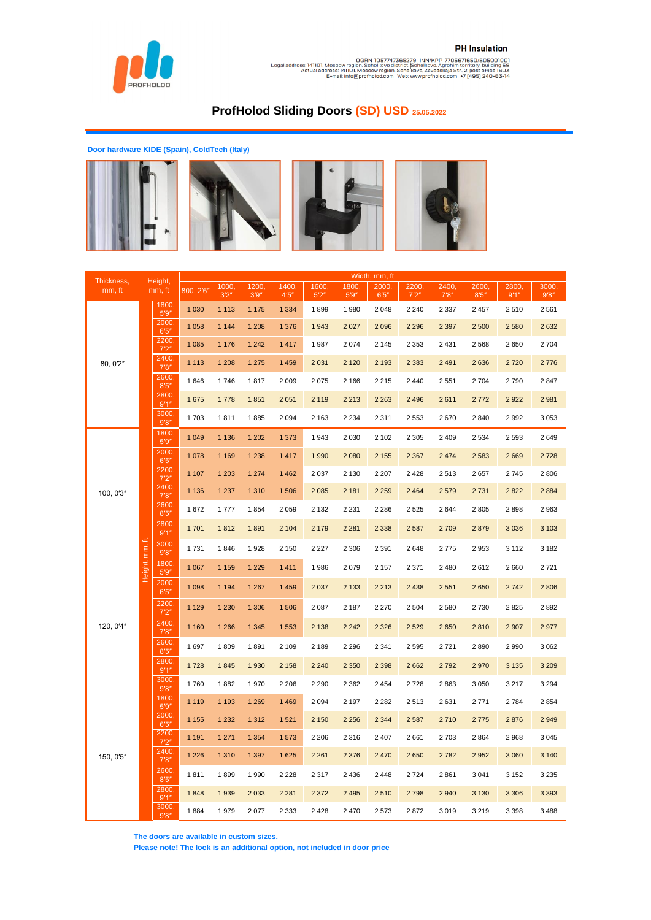PROFHOLOD

**PH Insulation**

OGRN 1057747365279 INN/KPP 7705671650/505001001
Legal address: 141101, Moscow region, Schelkovo district, Schelkovo, Agrohim territory, building 58
Actual address: 141101, Moscow region, Schelkovo, Zavodskaja Str. 2, post office 1603
E-mail: info@profholod.com Web: www.profholod.com +7 (495) 240-83-14

# ProfHolod Sliding Doors (SD) USD 25.05.2022

**Door hardware KIDE (Spain), ColdTech (Italy)**

| Thickness, mm, ft | Height, mm, ft | Width, mm, ft | | | | | | | | | | | |
|---|---|---|---|---|---|---|---|---|---|---|---|---|---|
| | | 800, 2'6" | 1000, 3'2" | 1200, 3'9" | 1400, 4'5" | 1600, 5'2" | 1800, 5'9" | 2000, 6'5" | 2200, 7'2" | 2400, 7'8" | 2600, 8'5" | 2800, 9'1" | 3000, 9'8" |
| 80, 0'2" | 1800, 5'9" | 1 030 | 1 113 | 1 175 | 1 334 | 1 899 | 1 980 | 2 048 | 2 240 | 2 337 | 2 457 | 2 510 | 2 561 |
| | 2000, 6'5" | 1 058 | 1 144 | 1 208 | 1 376 | 1 943 | 2 027 | 2 096 | 2 296 | 2 397 | 2 500 | 2 580 | 2 632 |
| | 2200, 7'2" | 1 085 | 1 176 | 1 242 | 1 417 | 1 987 | 2 074 | 2 145 | 2 353 | 2 431 | 2 568 | 2 650 | 2 704 |
| | 2400, 7'8" | 1 113 | 1 208 | 1 275 | 1 459 | 2 031 | 2 120 | 2 193 | 2 383 | 2 491 | 2 636 | 2 720 | 2 776 |
| | 2600, 8'5" | 1 646 | 1 746 | 1 817 | 2 009 | 2 075 | 2 166 | 2 215 | 2 440 | 2 551 | 2 704 | 2 790 | 2 847 |
| | 2800, 9'1" | 1 675 | 1 778 | 1 851 | 2 051 | 2 119 | 2 213 | 2 263 | 2 496 | 2 611 | 2 772 | 2 922 | 2 981 |
| | 3000, 9'8" | 1 703 | 1 811 | 1 885 | 2 094 | 2 163 | 2 234 | 2 311 | 2 553 | 2 670 | 2 840 | 2 992 | 3 053 |
| 100, 0'3" | 1800, 5'9" | 1 049 | 1 136 | 1 202 | 1 373 | 1 943 | 2 030 | 2 102 | 2 305 | 2 409 | 2 534 | 2 593 | 2 649 |
| | 2000, 6'5" | 1 078 | 1 169 | 1 238 | 1 417 | 1 990 | 2 080 | 2 155 | 2 367 | 2 474 | 2 583 | 2 669 | 2 728 |
| | 2200, 7'2" | 1 107 | 1 203 | 1 274 | 1 462 | 2 037 | 2 130 | 2 207 | 2 428 | 2 513 | 2 657 | 2 745 | 2 806 |
| | 2400, 7'8" | 1 136 | 1 237 | 1 310 | 1 506 | 2 085 | 2 181 | 2 259 | 2 464 | 2 579 | 2 731 | 2 822 | 2 884 |
| | 2600, 8'5" | 1 672 | 1 777 | 1 854 | 2 059 | 2 132 | 2 231 | 2 286 | 2 525 | 2 644 | 2 805 | 2 898 | 2 963 |
| | 2800, 9'1" | 1 701 | 1 812 | 1 891 | 2 104 | 2 179 | 2 281 | 2 338 | 2 587 | 2 709 | 2 879 | 3 036 | 3 103 |
| | 3000, 9'8" | 1 731 | 1 846 | 1 928 | 2 150 | 2 227 | 2 306 | 2 391 | 2 648 | 2 775 | 2 953 | 3 112 | 3 182 |
| 120, 0'4" | 1800, 5'9" | 1 067 | 1 159 | 1 229 | 1 411 | 1 986 | 2 079 | 2 157 | 2 371 | 2 480 | 2 612 | 2 660 | 2 721 |
| | 2000, 6'5" | 1 098 | 1 194 | 1 267 | 1 459 | 2 037 | 2 133 | 2 213 | 2 438 | 2 551 | 2 650 | 2 742 | 2 806 |
| | 2200, 7'2" | 1 129 | 1 230 | 1 306 | 1 506 | 2 087 | 2 187 | 2 270 | 2 504 | 2 580 | 2 730 | 2 825 | 2 892 |
| | 2400, 7'8" | 1 160 | 1 266 | 1 345 | 1 553 | 2 138 | 2 242 | 2 326 | 2 529 | 2 650 | 2 810 | 2 907 | 2 977 |
| | 2600, 8'5" | 1 697 | 1 809 | 1 891 | 2 109 | 2 189 | 2 296 | 2 341 | 2 595 | 2 721 | 2 890 | 2 990 | 3 062 |
| | 2800, 9'1" | 1 728 | 1 845 | 1 930 | 2 158 | 2 240 | 2 350 | 2 398 | 2 662 | 2 792 | 2 970 | 3 135 | 3 209 |
| | 3000, 9'8" | 1 760 | 1 882 | 1 970 | 2 206 | 2 290 | 2 362 | 2 454 | 2 728 | 2 863 | 3 050 | 3 217 | 3 294 |
| 150, 0'5" | 1800, 5'9" | 1 119 | 1 193 | 1 269 | 1 469 | 2 094 | 2 197 | 2 282 | 2 513 | 2 631 | 2 771 | 2 784 | 2 854 |
| | 2000, 6'5" | 1 155 | 1 232 | 1 312 | 1 521 | 2 150 | 2 256 | 2 344 | 2 587 | 2 710 | 2 775 | 2 876 | 2 949 |
| | 2200, 7'2" | 1 191 | 1 271 | 1 354 | 1 573 | 2 206 | 2 316 | 2 407 | 2 661 | 2 703 | 2 864 | 2 968 | 3 045 |
| | 2400, 7'8" | 1 226 | 1 310 | 1 397 | 1 625 | 2 261 | 2 376 | 2 470 | 2 650 | 2 782 | 2 952 | 3 060 | 3 140 |
| | 2600, 8'5" | 1 811 | 1 899 | 1 990 | 2 228 | 2 317 | 2 436 | 2 448 | 2 724 | 2 861 | 3 041 | 3 152 | 3 235 |
| | 2800, 9'1" | 1 848 | 1 939 | 2 033 | 2 281 | 2 372 | 2 495 | 2 510 | 2 798 | 2 940 | 3 130 | 3 306 | 3 393 |
| | 3000, 9'8" | 1 884 | 1 979 | 2 077 | 2 333 | 2 428 | 2 470 | 2 573 | 2 872 | 3 019 | 3 219 | 3 398 | 3 488 |

**The doors are available in custom sizes.**
**Please note! The lock is an additional option, not included in door price**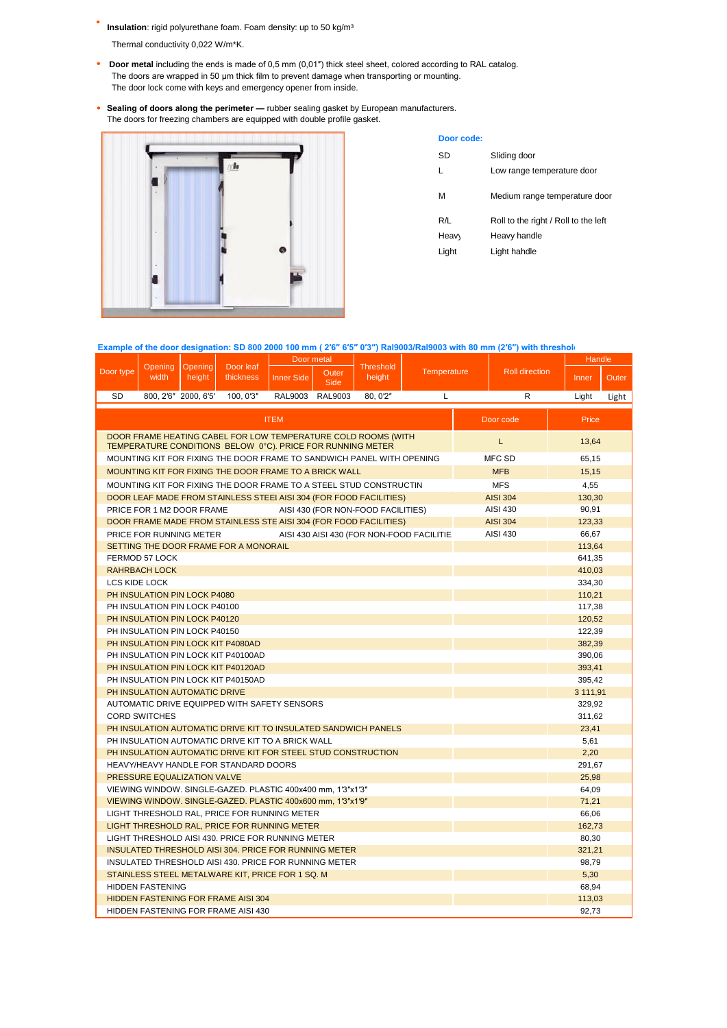- **Insulation**: rigid polyurethane foam. Foam density: up to 50 kg/m³

  Thermal conductivity 0,022 W/m*K.

- **Door metal** including the ends is made of 0,5 mm (0,01") thick steel sheet, colored according to RAL catalog. The doors are wrapped in 50 μm thick film to prevent damage when transporting or mounting. The door lock come with keys and emergency opener from inside.

- **Sealing of doors along the perimeter —** rubber sealing gasket by European manufacturers. The doors for freezing chambers are equipped with double profile gasket.

**Door code:**

| | |
|---|---|
| SD | Sliding door |
| L | Low range temperature door |
| M | Medium range temperature door |
| R/L | Roll to the right / Roll to the left |
| Heavy | Heavy handle |
| Light | Light hahdle |

**Example of the door designation: SD 800 2000 100 mm ( 2'6" 6'5" 0'3") Ral9003/Ral9003 with 80 mm (2'6") with threshol**

| Door type | Opening width | Opening height | Door leaf thickness | Door metal | | Threshold height | Temperature | Roll direction | Handle | |
|---|---|---|---|---|---|---|---|---|---|---|
| | | | | Inner Side | Outer Side | | | | Inner | Outer |
| SD | 800, 2'6" | 2000, 6'5' | 100, 0'3" | RAL9003 | RAL9003 | 80, 0'2" | L | R | Light | Light |

| ITEM | | Door code | Price |
|---|---|---|---|
| DOOR FRAME HEATING CABEL FOR LOW TEMPERATURE COLD ROOMS (WITH TEMPERATURE CONDITIONS BELOW 0°C). PRICE FOR RUNNING METER | | L | 13,64 |
| MOUNTING KIT FOR FIXING THE DOOR FRAME TO SANDWICH PANEL WITH OPENING | | MFC SD | 65,15 |
| MOUNTING KIT FOR FIXING THE DOOR FRAME TO A BRICK WALL | | MFB | 15,15 |
| MOUNTING KIT FOR FIXING THE DOOR FRAME TO A STEEL STUD CONSTRUCTIN | | MFS | 4,55 |
| DOOR LEAF MADE FROM STAINLESS STEEI AISI 304 (FOR FOOD FACILITIES) | | AISI 304 | 130,30 |
| PRICE FOR 1 M2 DOOR FRAME | AISI 430 (FOR NON-FOOD FACILITIES) | AISI 430 | 90,91 |
| DOOR FRAME MADE FROM STAINLESS STE AISI 304 (FOR FOOD FACILITIES) | | AISI 304 | 123,33 |
| PRICE FOR RUNNING METER | AISI 430 AISI 430 (FOR NON-FOOD FACILITIE | AISI 430 | 66,67 |
| SETTING THE DOOR FRAME FOR A MONORAIL | | | 113,64 |
| FERMOD 57 LOCK | | | 641,35 |
| RAHRBACH LOCK | | | 410,03 |
| LCS KIDE LOCK | | | 334,30 |
| PH INSULATION PIN LOCK P4080 | | | 110,21 |
| PH INSULATION PIN LOCK P40100 | | | 117,38 |
| PH INSULATION PIN LOCK P40120 | | | 120,52 |
| PH INSULATION PIN LOCK P40150 | | | 122,39 |
| PH INSULATION PIN LOCK KIT P4080AD | | | 382,39 |
| PH INSULATION PIN LOCK KIT P40100AD | | | 390,06 |
| PH INSULATION PIN LOCK KIT P40120AD | | | 393,41 |
| PH INSULATION PIN LOCK KIT P40150AD | | | 395,42 |
| PH INSULATION AUTOMATIC DRIVE | | | 3 111,91 |
| AUTOMATIC DRIVE EQUIPPED WITH SAFETY SENSORS | | | 329,92 |
| CORD SWITCHES | | | 311,62 |
| PH INSULATION AUTOMATIC DRIVE KIT TO INSULATED SANDWICH PANELS | | | 23,41 |
| PH INSULATION AUTOMATIC DRIVE KIT TO A BRICK WALL | | | 5,61 |
| PH INSULATION AUTOMATIC DRIVE KIT FOR STEEL STUD CONSTRUCTION | | | 2,20 |
| HEAVY/HEAVY HANDLE FOR STANDARD DOORS | | | 291,67 |
| PRESSURE EQUALIZATION VALVE | | | 25,98 |
| VIEWING WINDOW. SINGLE-GAZED. PLASTIC 400x400 mm, 1'3"x1'3" | | | 64,09 |
| VIEWING WINDOW. SINGLE-GAZED. PLASTIC 400x600 mm, 1'3"x1'9" | | | 71,21 |
| LIGHT THRESHOLD RAL, PRICE FOR RUNNING METER | | | 66,06 |
| LIGHT THRESHOLD RAL, PRICE FOR RUNNING METER | | | 162,73 |
| LIGHT THRESHOLD AISI 430. PRICE FOR RUNNING METER | | | 80,30 |
| INSULATED THRESHOLD AISI 304. PRICE FOR RUNNING METER | | | 321,21 |
| INSULATED THRESHOLD AISI 430. PRICE FOR RUNNING METER | | | 98,79 |
| STAINLESS STEEL METALWARE KIT, PRICE FOR 1 SQ. M | | | 5,30 |
| HIDDEN FASTENING | | | 68,94 |
| HIDDEN FASTENING FOR FRAME AISI 304 | | | 113,03 |
| HIDDEN FASTENING FOR FRAME AISI 430 | | | 92,73 |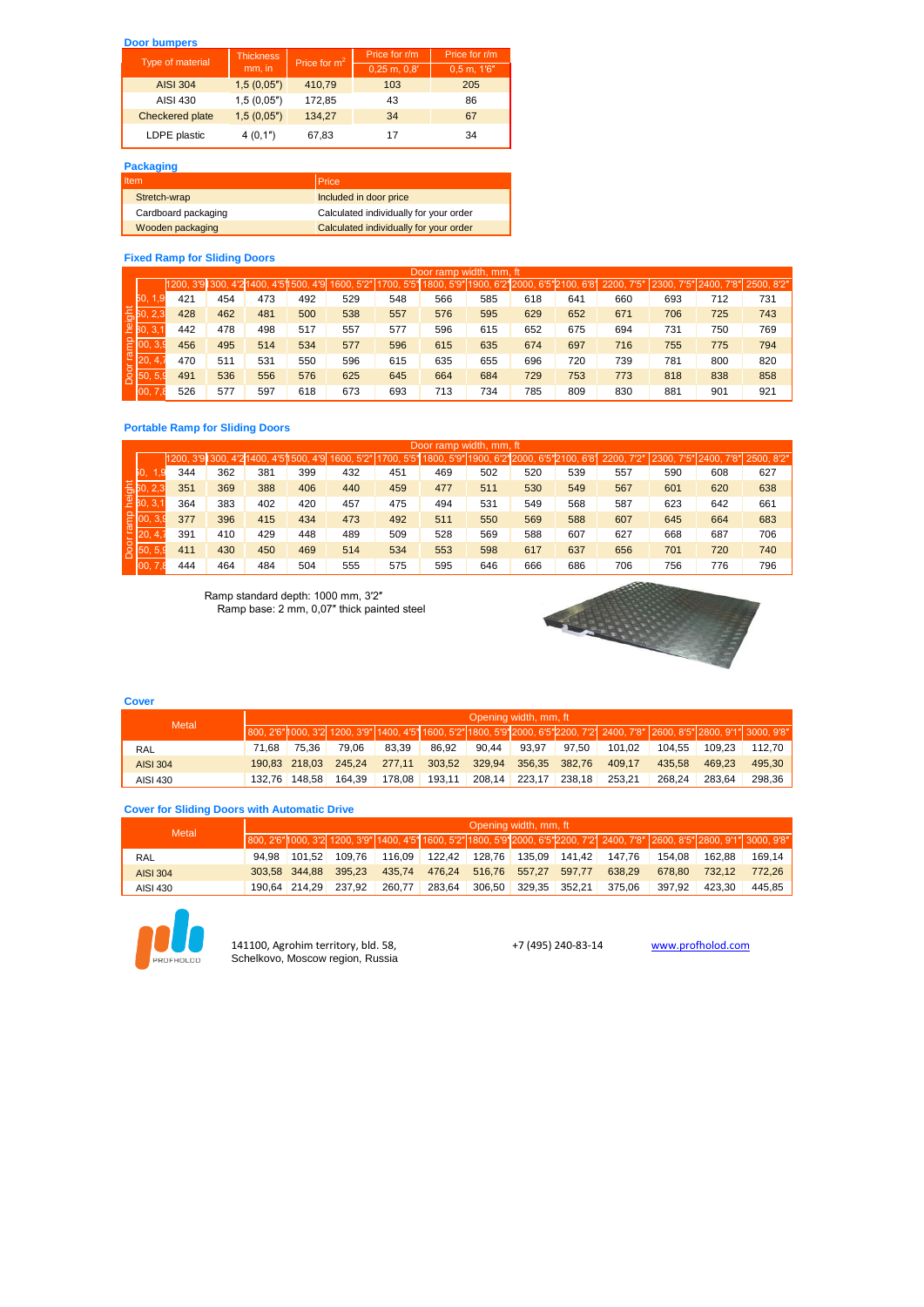### Door bumpers

| Type of material | Thickness mm, in | Price for m² | Price for r/m 0,25 m, 0,8' | Price for r/m 0,5 m, 1'6" |
|---|---|---|---|---|
| AISI 304 | 1,5 (0,05") | 410,79 | 103 | 205 |
| AISI 430 | 1,5 (0,05") | 172,85 | 43 | 86 |
| Checkered plate | 1,5 (0,05") | 134,27 | 34 | 67 |
| LDPE plastic | 4 (0,1") | 67,83 | 17 | 34 |

### Packaging

| Item | Price |
|---|---|
| Stretch-wrap | Included in door price |
| Cardboard packaging | Calculated individually for your order |
| Wooden packaging | Calculated individually for your order |

### Fixed Ramp for Sliding Doors

| Door ramp height | Door ramp width, mm, ft | | | | | | | | | | | | |
|---|---|---|---|---|---|---|---|---|---|---|---|---|---|
| | 1200, 3'9 | 1300, 4'2 | 1400, 4'5 | 1500, 4'9 | 1600, 5'2" | 1700, 5'5" | 1800, 5'9" | 1900, 6'2" | 2000, 6'5" | 2100, 6'8' | 2200, 7'5" | 2300, 7'5" | 2400, 7'8" | 2500, 8'2" |
| 60, 1,9 | 421 | 454 | 473 | 492 | 529 | 548 | 566 | 585 | 618 | 641 | 660 | 693 | 712 | 731 |
| 70, 2,3 | 428 | 462 | 481 | 500 | 538 | 557 | 576 | 595 | 629 | 652 | 671 | 706 | 725 | 743 |
| 80, 3,1 | 442 | 478 | 498 | 517 | 557 | 577 | 596 | 615 | 652 | 675 | 694 | 731 | 750 | 769 |
| 100, 3,9 | 456 | 495 | 514 | 534 | 577 | 596 | 615 | 635 | 674 | 697 | 716 | 755 | 775 | 794 |
| 120, 4,7 | 470 | 511 | 531 | 550 | 596 | 615 | 635 | 655 | 696 | 720 | 739 | 781 | 800 | 820 |
| 150, 5,9 | 491 | 536 | 556 | 576 | 625 | 645 | 664 | 684 | 729 | 753 | 773 | 818 | 838 | 858 |
| 200, 7,8 | 526 | 577 | 597 | 618 | 673 | 693 | 713 | 734 | 785 | 809 | 830 | 881 | 901 | 921 |

### Portable Ramp for Sliding Doors

| Door ramp height | Door ramp width, mm, ft | | | | | | | | | | | | |
|---|---|---|---|---|---|---|---|---|---|---|---|---|---|
| | 1200, 3'9 | 1300, 4'2 | 1400, 4'5 | 1500, 4'9 | 1600, 5'2" | 1700, 5'5" | 1800, 5'9" | 1900, 6'2" | 2000, 6'5" | 2100, 6'8' | 2200, 7'2" | 2300, 7'5" | 2400, 7'8" | 2500, 8'2" |
| 50, 1,9 | 344 | 362 | 381 | 399 | 432 | 451 | 469 | 502 | 520 | 539 | 557 | 590 | 608 | 627 |
| 60, 2,3 | 351 | 369 | 388 | 406 | 440 | 459 | 477 | 511 | 530 | 549 | 567 | 601 | 620 | 638 |
| 80, 3,1 | 364 | 383 | 402 | 420 | 457 | 475 | 494 | 531 | 549 | 568 | 587 | 623 | 642 | 661 |
| 100, 3,9 | 377 | 396 | 415 | 434 | 473 | 492 | 511 | 550 | 569 | 588 | 607 | 645 | 664 | 683 |
| 120, 4,7 | 391 | 410 | 429 | 448 | 489 | 509 | 528 | 569 | 588 | 607 | 627 | 668 | 687 | 706 |
| 150, 5,9 | 411 | 430 | 450 | 469 | 514 | 534 | 553 | 598 | 617 | 637 | 656 | 701 | 720 | 740 |
| 200, 7,8 | 444 | 464 | 484 | 504 | 555 | 575 | 595 | 646 | 666 | 686 | 706 | 756 | 776 | 796 |

Ramp standard depth: 1000 mm, 3'2"
Ramp base: 2 mm, 0,07" thick painted steel

### Cover

| Metal | Opening width, mm, ft | | | | | | | | | | | |
|---|---|---|---|---|---|---|---|---|---|---|---|---|
| | 800, 2'6" | 1000, 3'2 | 1200, 3'9" | 1400, 4'5" | 1600, 5'2" | 1800, 5'9" | 2000, 6'5" | 2200, 7'2' | 2400, 7'8" | 2600, 8'5" | 2800, 9'1" | 3000, 9'8" |
| RAL | 71,68 | 75,36 | 79,06 | 83,39 | 86,92 | 90,44 | 93,97 | 97,50 | 101,02 | 104,55 | 109,23 | 112,70 |
| AISI 304 | 190,83 | 218,03 | 245,24 | 277,11 | 303,52 | 329,94 | 356,35 | 382,76 | 409,17 | 435,58 | 469,23 | 495,30 |
| AISI 430 | 132,76 | 148,58 | 164,39 | 178,08 | 193,11 | 208,14 | 223,17 | 238,18 | 253,21 | 268,24 | 283,64 | 298,36 |

### Cover for Sliding Doors with Automatic Drive

| Metal | Opening width, mm, ft | | | | | | | | | | | |
|---|---|---|---|---|---|---|---|---|---|---|---|---|
| | 800, 2'6" | 1000, 3'2 | 1200, 3'9" | 1400, 4'5" | 1600, 5'2" | 1800, 5'9" | 2000, 6'5" | 2200, 7'2' | 2400, 7'8" | 2600, 8'5" | 2800, 9'1" | 3000, 9'8" |
| RAL | 94,98 | 101,52 | 109,76 | 116,09 | 122,42 | 128,76 | 135,09 | 141,42 | 147,76 | 154,08 | 162,88 | 169,14 |
| AISI 304 | 303,58 | 344,88 | 395,23 | 435,74 | 476,24 | 516,76 | 557,27 | 597,77 | 638,29 | 678,80 | 732,12 | 772,26 |
| AISI 430 | 190,64 | 214,29 | 237,92 | 260,77 | 283,64 | 306,50 | 329,35 | 352,21 | 375,06 | 397,92 | 423,30 | 445,85 |

PROFHOLOD

141100, Agrohim territory, bld. 58,
Schelkovo, Moscow region, Russia

+7 (495) 240-83-14

www.profholod.com